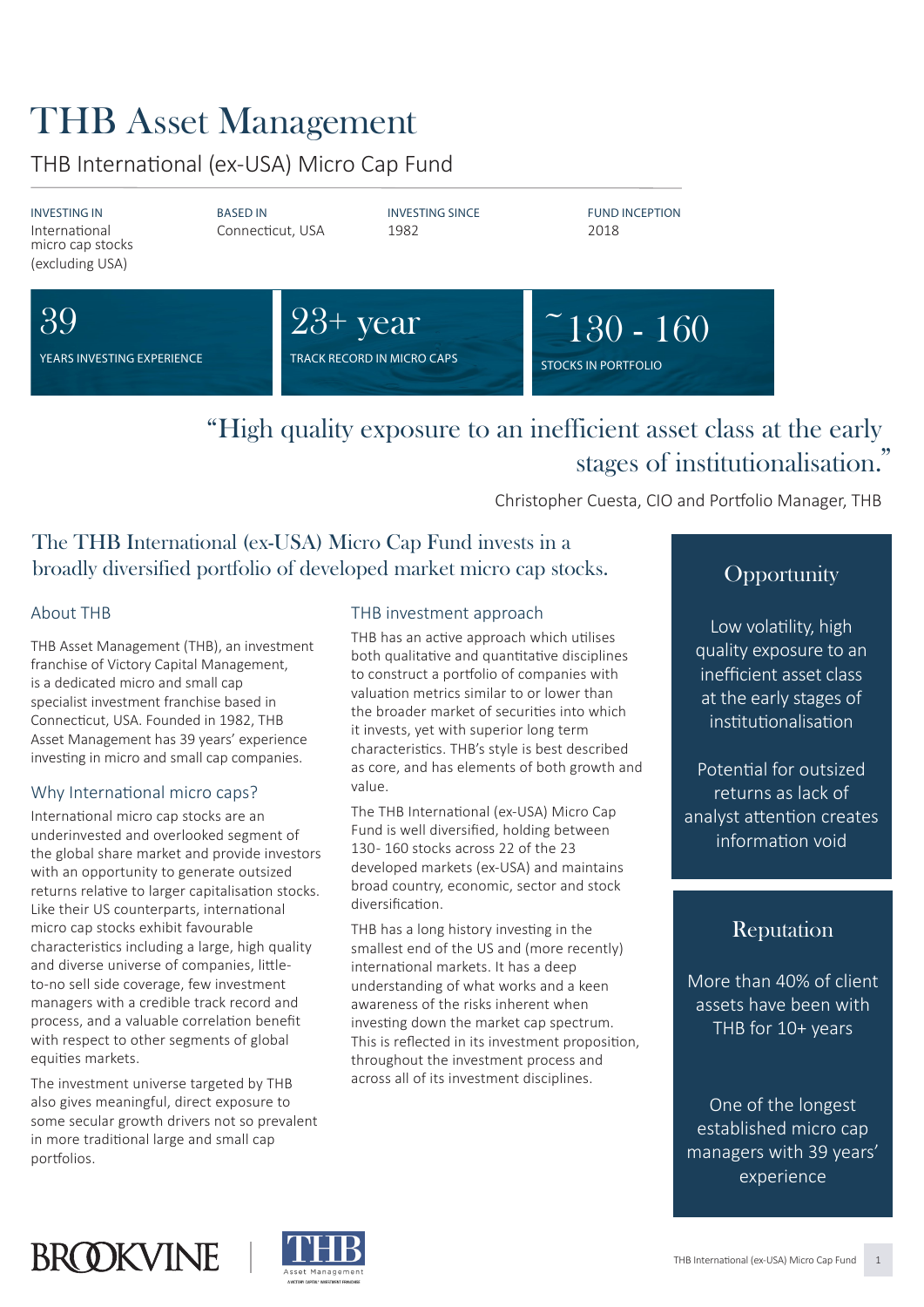# THB Asset Management

## THB International (ex-USA) Micro Cap Fund

INVESTING IN
International micro cap stocks (excluding USA)

BASED IN
Connecticut, USA

INVESTING SINCE
1982

FUND INCEPTION
2018

39
YEARS INVESTING EXPERIENCE

23+ year
TRACK RECORD IN MICRO CAPS

~130 - 160
STOCKS IN PORTFOLIO

> "High quality exposure to an inefficient asset class at the early stages of institutionalisation."
>
> Christopher Cuesta, CIO and Portfolio Manager, THB

### The THB International (ex-USA) Micro Cap Fund invests in a broadly diversified portfolio of developed market micro cap stocks.

#### About THB

THB Asset Management (THB), an investment franchise of Victory Capital Management, is a dedicated micro and small cap specialist investment franchise based in Connecticut, USA. Founded in 1982, THB Asset Management has 39 years' experience investing in micro and small cap companies.

#### Why International micro caps?

International micro cap stocks are an underinvested and overlooked segment of the global share market and provide investors with an opportunity to generate outsized returns relative to larger capitalisation stocks. Like their US counterparts, international micro cap stocks exhibit favourable characteristics including a large, high quality and diverse universe of companies, little-to-no sell side coverage, few investment managers with a credible track record and process, and a valuable correlation benefit with respect to other segments of global equities markets.

The investment universe targeted by THB also gives meaningful, direct exposure to some secular growth drivers not so prevalent in more traditional large and small cap portfolios.

#### THB investment approach

THB has an active approach which utilises both qualitative and quantitative disciplines to construct a portfolio of companies with valuation metrics similar to or lower than the broader market of securities into which it invests, yet with superior long term characteristics. THB's style is best described as core, and has elements of both growth and value.

The THB International (ex-USA) Micro Cap Fund is well diversified, holding between 130- 160 stocks across 22 of the 23 developed markets (ex-USA) and maintains broad country, economic, sector and stock diversification.

THB has a long history investing in the smallest end of the US and (more recently) international markets. It has a deep understanding of what works and a keen awareness of the risks inherent when investing down the market cap spectrum. This is reflected in its investment proposition, throughout the investment process and across all of its investment disciplines.

#### Opportunity

Low volatility, high quality exposure to an inefficient asset class at the early stages of institutionalisation

Potential for outsized returns as lack of analyst attention creates information void

#### Reputation

More than 40% of client assets have been with THB for 10+ years

One of the longest established micro cap managers with 39 years' experience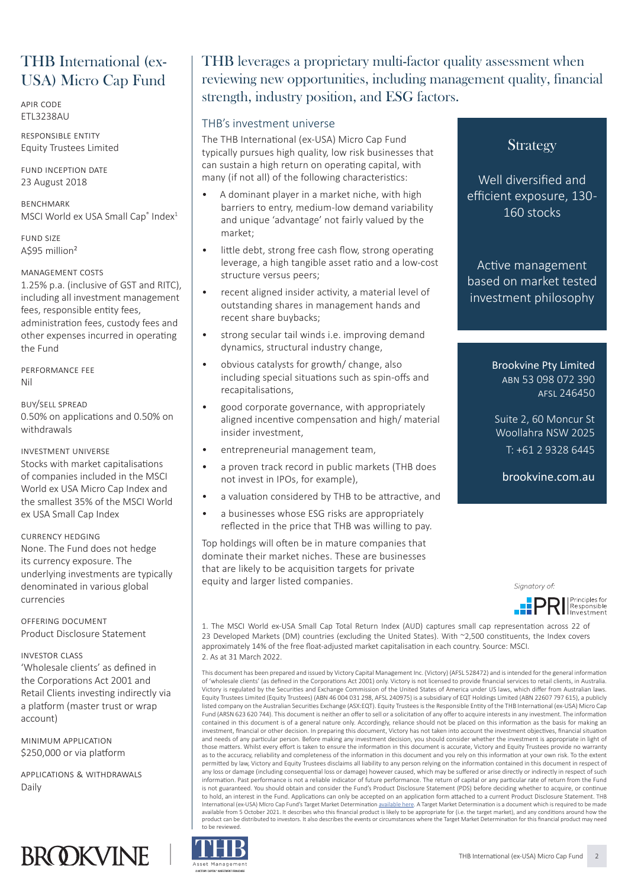# THB International (ex-USA) Micro Cap Fund

APIR CODE
ETL3238AU

RESPONSIBLE ENTITY
Equity Trustees Limited

FUND INCEPTION DATE
23 August 2018

BENCHMARK
MSCI World ex USA Small Cap® Index[1]

FUND SIZE
A$95 million[2]

MANAGEMENT COSTS
1.25% p.a. (inclusive of GST and RITC), including all investment management fees, responsible entity fees, administration fees, custody fees and other expenses incurred in operating the Fund

PERFORMANCE FEE
Nil

BUY/SELL SPREAD
0.50% on applications and 0.50% on withdrawals

INVESTMENT UNIVERSE
Stocks with market capitalisations of companies included in the MSCI World ex USA Micro Cap Index and the smallest 35% of the MSCI World ex USA Small Cap Index

CURRENCY HEDGING
None. The Fund does not hedge its currency exposure. The underlying investments are typically denominated in various global currencies

OFFERING DOCUMENT
Product Disclosure Statement

INVESTOR CLASS
'Wholesale clients' as defined in the Corporations Act 2001 and Retail Clients investing indirectly via a platform (master trust or wrap account)

MINIMUM APPLICATION
$250,000 or via platform

APPLICATIONS & WITHDRAWALS
Daily

## THB leverages a proprietary multi-factor quality assessment when reviewing new opportunities, including management quality, financial strength, industry position, and ESG factors.

### THB's investment universe

The THB International (ex-USA) Micro Cap Fund typically pursues high quality, low risk businesses that can sustain a high return on operating capital, with many (if not all) of the following characteristics:

- A dominant player in a market niche, with high barriers to entry, medium-low demand variability and unique 'advantage' not fairly valued by the market;
- little debt, strong free cash flow, strong operating leverage, a high tangible asset ratio and a low-cost structure versus peers;
- recent aligned insider activity, a material level of outstanding shares in management hands and recent share buybacks;
- strong secular tail winds i.e. improving demand dynamics, structural industry change,
- obvious catalysts for growth/ change, also including special situations such as spin-offs and recapitalisations,
- good corporate governance, with appropriately aligned incentive compensation and high/ material insider investment,
- entrepreneurial management team,
- a proven track record in public markets (THB does not invest in IPOs, for example),
- a valuation considered by THB to be attractive, and
- a businesses whose ESG risks are appropriately reflected in the price that THB was willing to pay.

Top holdings will often be in mature companies that dominate their market niches. These are businesses that are likely to be acquisition targets for private equity and larger listed companies.

### Strategy

Well diversified and efficient exposure, 130-160 stocks

Active management based on market tested investment philosophy

**Brookvine Pty Limited**
ABN 53 098 072 390
AFSL 246450

Suite 2, 60 Moncur St
Woollahra NSW 2025
T: +61 2 9328 6445

brookvine.com.au

Signatory of: PRI Principles for Responsible Investment

1. The MSCI World ex-USA Small Cap Total Return Index (AUD) captures small cap representation across 22 of 23 Developed Markets (DM) countries (excluding the United States). With ~2,500 constituents, the Index covers approximately 14% of the free float-adjusted market capitalisation in each country. Source: MSCI.
2. As at 31 March 2022.

This document has been prepared and issued by Victory Capital Management Inc. (Victory) (AFSL 528472) and is intended for the general information of 'wholesale clients' (as defined in the Corporations Act 2001) only. Victory is not licensed to provide financial services to retail clients, in Australia. Victory is regulated by the Securities and Exchange Commission of the United States of America under US laws, which differ from Australian laws. Equity Trustees Limited (Equity Trustees) (ABN 46 004 031 298, AFSL 240975) is a subsidiary of EQT Holdings Limited (ABN 22607 797 615), a publicly listed company on the Australian Securities Exchange (ASX:EQT). Equity Trustees is the Responsible Entity of the THB International (ex-USA) Micro Cap Fund (ARSN 623 620 744). This document is neither an offer to sell or a solicitation of any offer to acquire interests in any investment. The information contained in this document is of a general nature only. Accordingly, reliance should not be placed on this information as the basis for making an investment, financial or other decision. In preparing this document, Victory has not taken into account the investment objectives, financial situation and needs of any particular person. Before making any investment decision, you should consider whether the investment is appropriate in light of those matters. Whilst every effort is taken to ensure the information in this document is accurate, Victory and Equity Trustees provide no warranty as to the accuracy, reliability and completeness of the information in this document and you rely on this information at your own risk. To the extent permitted by law, Victory and Equity Trustees disclaims all liability to any person relying on the information contained in this document in respect of any loss or damage (including consequential loss or damage) however caused, which may be suffered or arise directly or indirectly in respect of such information. Past performance is not a reliable indicator of future performance. The return of capital or any particular rate of return from the Fund is not guaranteed. You should obtain and consider the Fund's Product Disclosure Statement (PDS) before deciding whether to acquire, or continue to hold, an interest in the Fund. Applications can only be accepted on an application form attached to a current Product Disclosure Statement. THB International (ex-USA) Micro Cap Fund's Target Market Determination available here. A Target Market Determination is a document which is required to be made available from 5 October 2021. It describes who this financial product is likely to be appropriate for (i.e. the target market), and any conditions around how the product can be distributed to investors. It also describes the events or circumstances where the Target Market Determination for this financial product may need to be reviewed.

BROOKVINE | THB Asset Management — A VICTORY CAPITAL INVESTMENT FRANCHISE